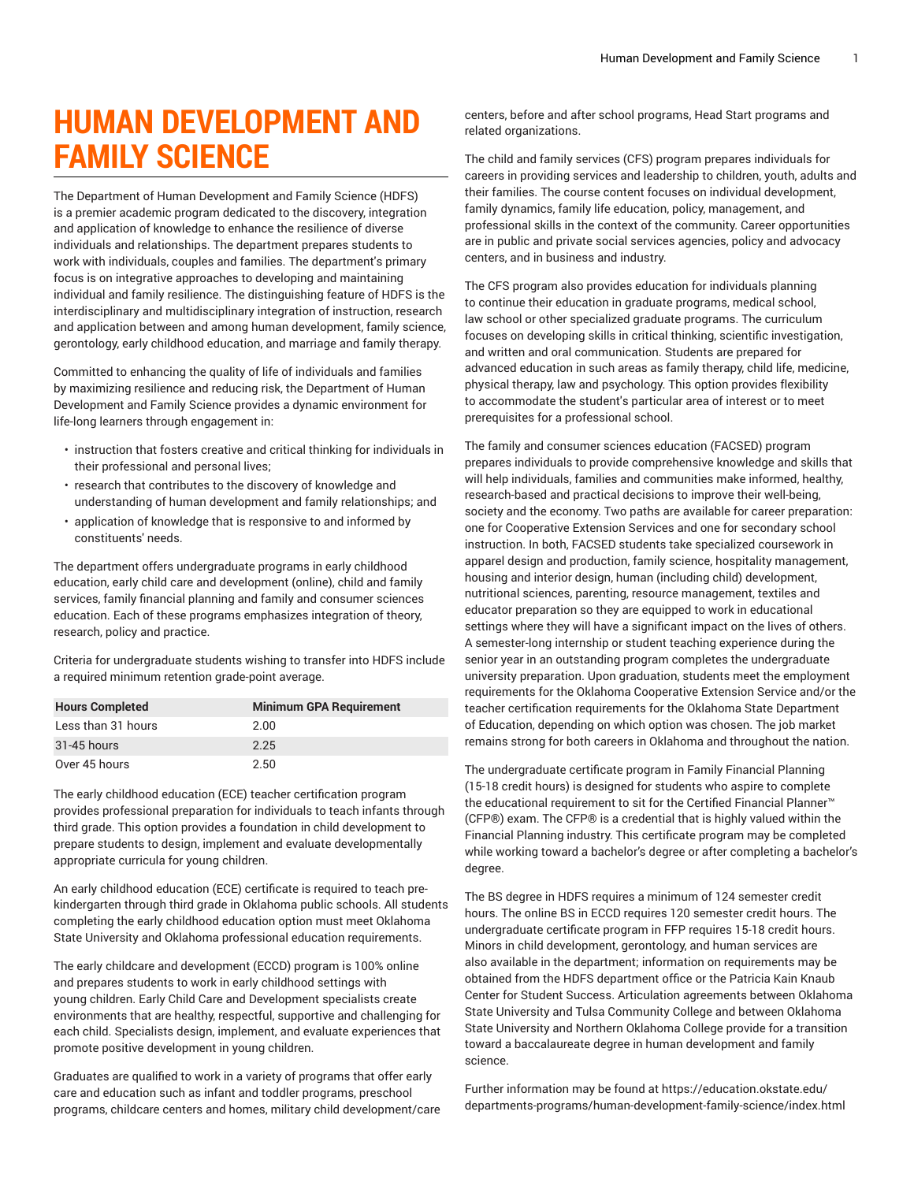# HUMAN DEVELOPMENT AND FAMILY SCIENCE

The Department of Human Development and Family Science (HDFS) is a premier academic program dedicated to the discovery, integration and application of knowledge to enhance the resilience of diverse individuals and relationships. The department prepares students to work with individuals, couples and families. The department's primary focus is on integrative approaches to developing and maintaining individual and family resilience. The distinguishing feature of HDFS is the interdisciplinary and multidisciplinary integration of instruction, research and application between and among human development, family science, gerontology, early childhood education, and marriage and family therapy.

Committed to enhancing the quality of life of individuals and families by maximizing resilience and reducing risk, the Department of Human Development and Family Science provides a dynamic environment for life-long learners through engagement in:

- instruction that fosters creative and critical thinking for individuals in their professional and personal lives;
- research that contributes to the discovery of knowledge and understanding of human development and family relationships; and
- application of knowledge that is responsive to and informed by constituents' needs.

The department offers undergraduate programs in early childhood education, early child care and development (online), child and family services, family financial planning and family and consumer sciences education. Each of these programs emphasizes integration of theory, research, policy and practice.

Criteria for undergraduate students wishing to transfer into HDFS include a required minimum retention grade-point average.

| Hours Completed | Minimum GPA Requirement |
|---|---|
| Less than 31 hours | 2.00 |
| 31-45 hours | 2.25 |
| Over 45 hours | 2.50 |

The early childhood education (ECE) teacher certification program provides professional preparation for individuals to teach infants through third grade. This option provides a foundation in child development to prepare students to design, implement and evaluate developmentally appropriate curricula for young children.

An early childhood education (ECE) certificate is required to teach pre-kindergarten through third grade in Oklahoma public schools. All students completing the early childhood education option must meet Oklahoma State University and Oklahoma professional education requirements.

The early childcare and development (ECCD) program is 100% online and prepares students to work in early childhood settings with young children. Early Child Care and Development specialists create environments that are healthy, respectful, supportive and challenging for each child. Specialists design, implement, and evaluate experiences that promote positive development in young children.

Graduates are qualified to work in a variety of programs that offer early care and education such as infant and toddler programs, preschool programs, childcare centers and homes, military child development/care centers, before and after school programs, Head Start programs and related organizations.

The child and family services (CFS) program prepares individuals for careers in providing services and leadership to children, youth, adults and their families. The course content focuses on individual development, family dynamics, family life education, policy, management, and professional skills in the context of the community. Career opportunities are in public and private social services agencies, policy and advocacy centers, and in business and industry.

The CFS program also provides education for individuals planning to continue their education in graduate programs, medical school, law school or other specialized graduate programs. The curriculum focuses on developing skills in critical thinking, scientific investigation, and written and oral communication. Students are prepared for advanced education in such areas as family therapy, child life, medicine, physical therapy, law and psychology. This option provides flexibility to accommodate the student's particular area of interest or to meet prerequisites for a professional school.

The family and consumer sciences education (FACSED) program prepares individuals to provide comprehensive knowledge and skills that will help individuals, families and communities make informed, healthy, research-based and practical decisions to improve their well-being, society and the economy. Two paths are available for career preparation: one for Cooperative Extension Services and one for secondary school instruction. In both, FACSED students take specialized coursework in apparel design and production, family science, hospitality management, housing and interior design, human (including child) development, nutritional sciences, parenting, resource management, textiles and educator preparation so they are equipped to work in educational settings where they will have a significant impact on the lives of others. A semester-long internship or student teaching experience during the senior year in an outstanding program completes the undergraduate university preparation. Upon graduation, students meet the employment requirements for the Oklahoma Cooperative Extension Service and/or the teacher certification requirements for the Oklahoma State Department of Education, depending on which option was chosen. The job market remains strong for both careers in Oklahoma and throughout the nation.

The undergraduate certificate program in Family Financial Planning (15-18 credit hours) is designed for students who aspire to complete the educational requirement to sit for the Certified Financial Planner™ (CFP®) exam. The CFP® is a credential that is highly valued within the Financial Planning industry. This certificate program may be completed while working toward a bachelor's degree or after completing a bachelor's degree.

The BS degree in HDFS requires a minimum of 124 semester credit hours. The online BS in ECCD requires 120 semester credit hours. The undergraduate certificate program in FFP requires 15-18 credit hours. Minors in child development, gerontology, and human services are also available in the department; information on requirements may be obtained from the HDFS department office or the Patricia Kain Knaub Center for Student Success. Articulation agreements between Oklahoma State University and Tulsa Community College and between Oklahoma State University and Northern Oklahoma College provide for a transition toward a baccalaureate degree in human development and family science.

Further information may be found at https://education.okstate.edu/departments-programs/human-development-family-science/index.html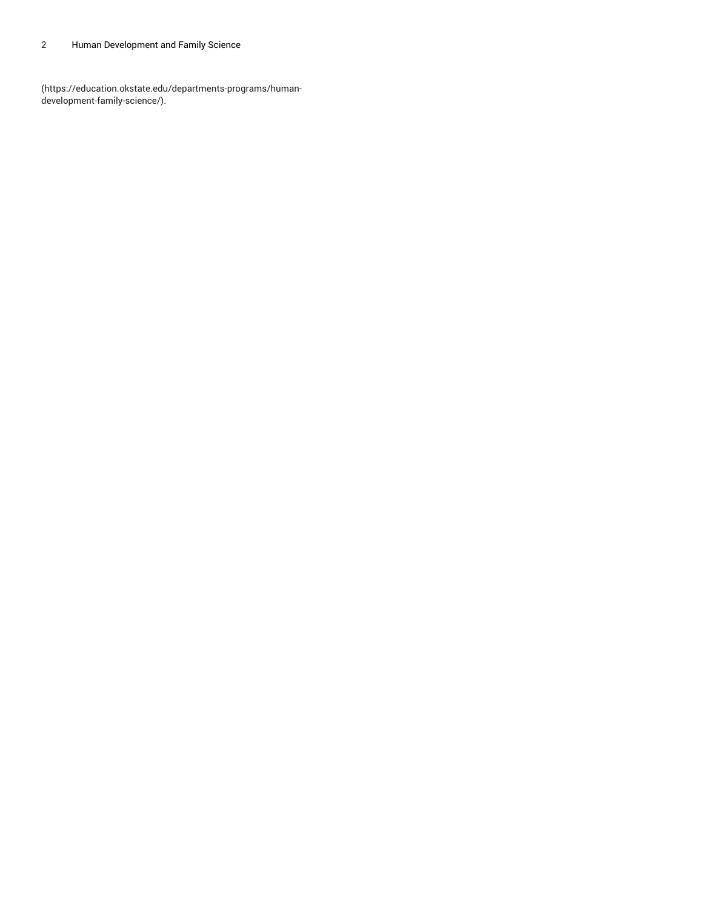(https://education.okstate.edu/departments-programs/human-development-family-science/).